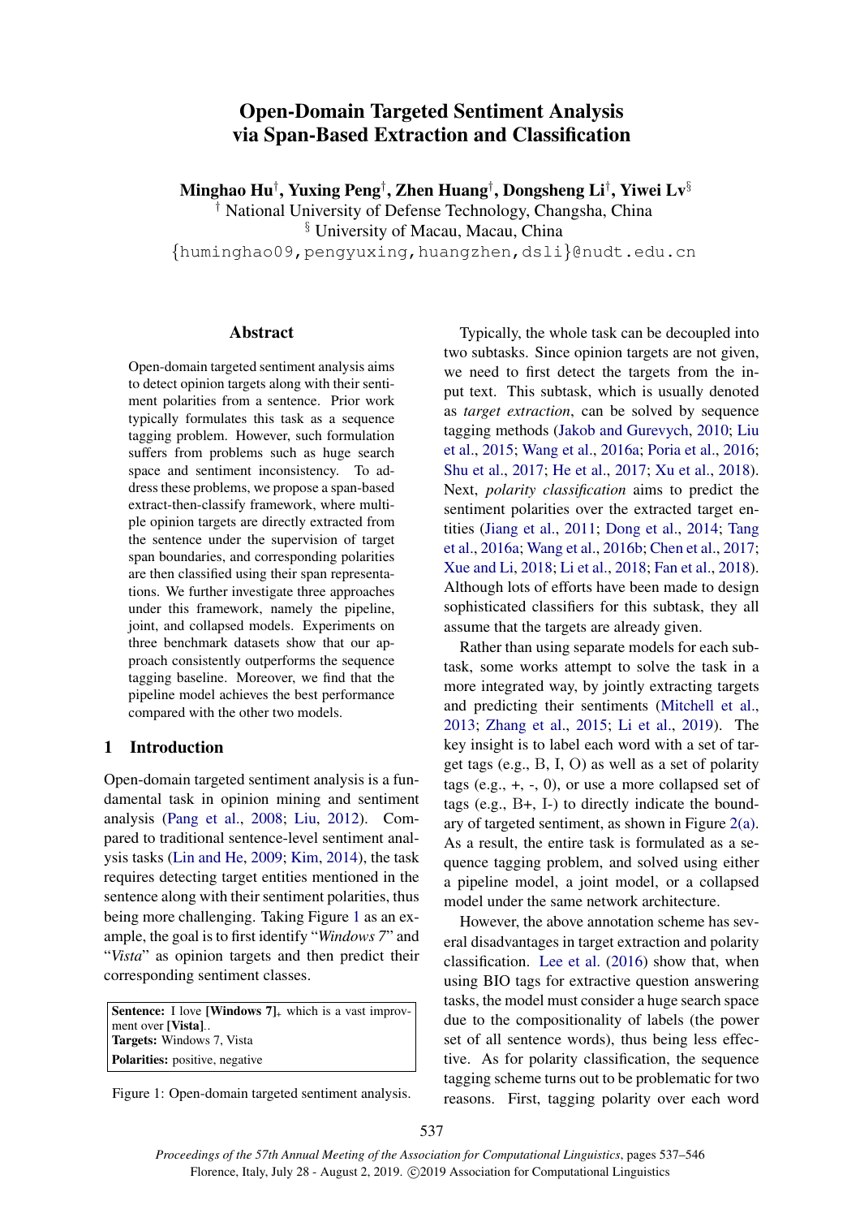# Open-Domain Targeted Sentiment Analysis via Span-Based Extraction and Classification

**Minghao Hu[†], Yuxing Peng[†], Zhen Huang[†], Dongsheng Li[†], Yiwei Lv[§]**

[†] National University of Defense Technology, Changsha, China

[§] University of Macau, Macau, China

{huminghao09,pengyuxing,huangzhen,dsli}@nudt.edu.cn

## Abstract

Open-domain targeted sentiment analysis aims to detect opinion targets along with their sentiment polarities from a sentence. Prior work typically formulates this task as a sequence tagging problem. However, such formulation suffers from problems such as huge search space and sentiment inconsistency. To address these problems, we propose a span-based extract-then-classify framework, where multiple opinion targets are directly extracted from the sentence under the supervision of target span boundaries, and corresponding polarities are then classified using their span representations. We further investigate three approaches under this framework, namely the pipeline, joint, and collapsed models. Experiments on three benchmark datasets show that our approach consistently outperforms the sequence tagging baseline. Moreover, we find that the pipeline model achieves the best performance compared with the other two models.

## 1 Introduction

Open-domain targeted sentiment analysis is a fundamental task in opinion mining and sentiment analysis (Pang et al., 2008; Liu, 2012). Compared to traditional sentence-level sentiment analysis tasks (Lin and He, 2009; Kim, 2014), the task requires detecting target entities mentioned in the sentence along with their sentiment polarities, thus being more challenging. Taking Figure 1 as an example, the goal is to first identify "*Windows 7*" and "*Vista*" as opinion targets and then predict their corresponding sentiment classes.

**Sentence:** I love **[Windows 7]**$_{+}$ which is a vast improvment over **[Vista]**$_{-}$.
**Targets:** Windows 7, Vista
**Polarities:** positive, negative

Figure 1: Open-domain targeted sentiment analysis.

Typically, the whole task can be decoupled into two subtasks. Since opinion targets are not given, we need to first detect the targets from the input text. This subtask, which is usually denoted as *target extraction*, can be solved by sequence tagging methods (Jakob and Gurevych, 2010; Liu et al., 2015; Wang et al., 2016a; Poria et al., 2016; Shu et al., 2017; He et al., 2017; Xu et al., 2018). Next, *polarity classification* aims to predict the sentiment polarities over the extracted target entities (Jiang et al., 2011; Dong et al., 2014; Tang et al., 2016a; Wang et al., 2016b; Chen et al., 2017; Xue and Li, 2018; Li et al., 2018; Fan et al., 2018). Although lots of efforts have been made to design sophisticated classifiers for this subtask, they all assume that the targets are already given.

Rather than using separate models for each subtask, some works attempt to solve the task in a more integrated way, by jointly extracting targets and predicting their sentiments (Mitchell et al., 2013; Zhang et al., 2015; Li et al., 2019). The key insight is to label each word with a set of target tags (e.g., B, I, O) as well as a set of polarity tags (e.g., +, -, 0), or use a more collapsed set of tags (e.g., B+, I-) to directly indicate the boundary of targeted sentiment, as shown in Figure 2(a). As a result, the entire task is formulated as a sequence tagging problem, and solved using either a pipeline model, a joint model, or a collapsed model under the same network architecture.

However, the above annotation scheme has several disadvantages in target extraction and polarity classification. Lee et al. (2016) show that, when using BIO tags for extractive question answering tasks, the model must consider a huge search space due to the compositionality of labels (the power set of all sentence words), thus being less effective. As for polarity classification, the sequence tagging scheme turns out to be problematic for two reasons. First, tagging polarity over each word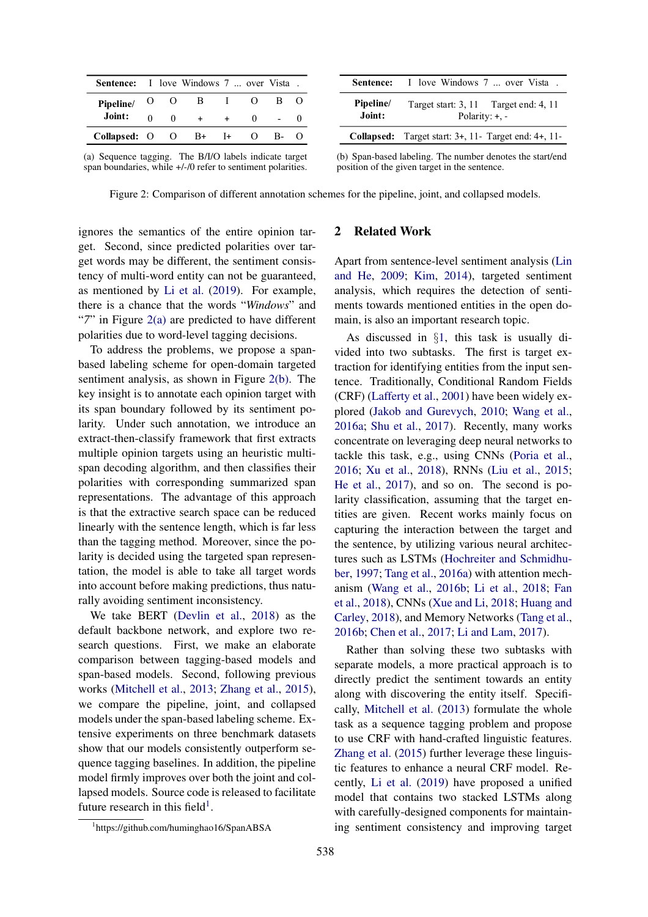| **Sentence:** | I | love | Windows | 7 | ... | over | Vista | . |
|---|---|---|---|---|---|---|---|---|
| **Pipeline/** | O | O | B | I | | O | B | O |
| **Joint:** | 0 | 0 | + | + | | 0 | - | 0 |
| **Collapsed:** | O | O | B+ | I+ | | O | B- | O |

(a) Sequence tagging. The B/I/O labels indicate target span boundaries, while +/-/0 refer to sentiment polarities.

| **Sentence:** | I love Windows 7 ... over Vista . |
|---|---|
| **Pipeline/ Joint:** | Target start: 3, 11 Target end: 4, 11 Polarity: +, - |
| **Collapsed:** | Target start: 3+, 11- Target end: 4+, 11- |

(b) Span-based labeling. The number denotes the start/end position of the given target in the sentence.

Figure 2: Comparison of different annotation schemes for the pipeline, joint, and collapsed models.

ignores the semantics of the entire opinion target. Second, since predicted polarities over target words may be different, the sentiment consistency of multi-word entity can not be guaranteed, as mentioned by Li et al. (2019). For example, there is a chance that the words "*Windows*" and "*7*" in Figure 2(a) are predicted to have different polarities due to word-level tagging decisions.

To address the problems, we propose a span-based labeling scheme for open-domain targeted sentiment analysis, as shown in Figure 2(b). The key insight is to annotate each opinion target with its span boundary followed by its sentiment polarity. Under such annotation, we introduce an extract-then-classify framework that first extracts multiple opinion targets using an heuristic multi-span decoding algorithm, and then classifies their polarities with corresponding summarized span representations. The advantage of this approach is that the extractive search space can be reduced linearly with the sentence length, which is far less than the tagging method. Moreover, since the polarity is decided using the targeted span representation, the model is able to take all target words into account before making predictions, thus naturally avoiding sentiment inconsistency.

We take BERT (Devlin et al., 2018) as the default backbone network, and explore two research questions. First, we make an elaborate comparison between tagging-based models and span-based models. Second, following previous works (Mitchell et al., 2013; Zhang et al., 2015), we compare the pipeline, joint, and collapsed models under the span-based labeling scheme. Extensive experiments on three benchmark datasets show that our models consistently outperform sequence tagging baselines. In addition, the pipeline model firmly improves over both the joint and collapsed models. Source code is released to facilitate future research in this field[1].

[1] https://github.com/huminghao16/SpanABSA

## 2 Related Work

Apart from sentence-level sentiment analysis (Lin and He, 2009; Kim, 2014), targeted sentiment analysis, which requires the detection of sentiments towards mentioned entities in the open domain, is also an important research topic.

As discussed in §1, this task is usually divided into two subtasks. The first is target extraction for identifying entities from the input sentence. Traditionally, Conditional Random Fields (CRF) (Lafferty et al., 2001) have been widely explored (Jakob and Gurevych, 2010; Wang et al., 2016a; Shu et al., 2017). Recently, many works concentrate on leveraging deep neural networks to tackle this task, e.g., using CNNs (Poria et al., 2016; Xu et al., 2018), RNNs (Liu et al., 2015; He et al., 2017), and so on. The second is polarity classification, assuming that the target entities are given. Recent works mainly focus on capturing the interaction between the target and the sentence, by utilizing various neural architectures such as LSTMs (Hochreiter and Schmidhuber, 1997; Tang et al., 2016a) with attention mechanism (Wang et al., 2016b; Li et al., 2018; Fan et al., 2018), CNNs (Xue and Li, 2018; Huang and Carley, 2018), and Memory Networks (Tang et al., 2016b; Chen et al., 2017; Li and Lam, 2017).

Rather than solving these two subtasks with separate models, a more practical approach is to directly predict the sentiment towards an entity along with discovering the entity itself. Specifically, Mitchell et al. (2013) formulate the whole task as a sequence tagging problem and propose to use CRF with hand-crafted linguistic features. Zhang et al. (2015) further leverage these linguistic features to enhance a neural CRF model. Recently, Li et al. (2019) have proposed a unified model that contains two stacked LSTMs along with carefully-designed components for maintaining sentiment consistency and improving target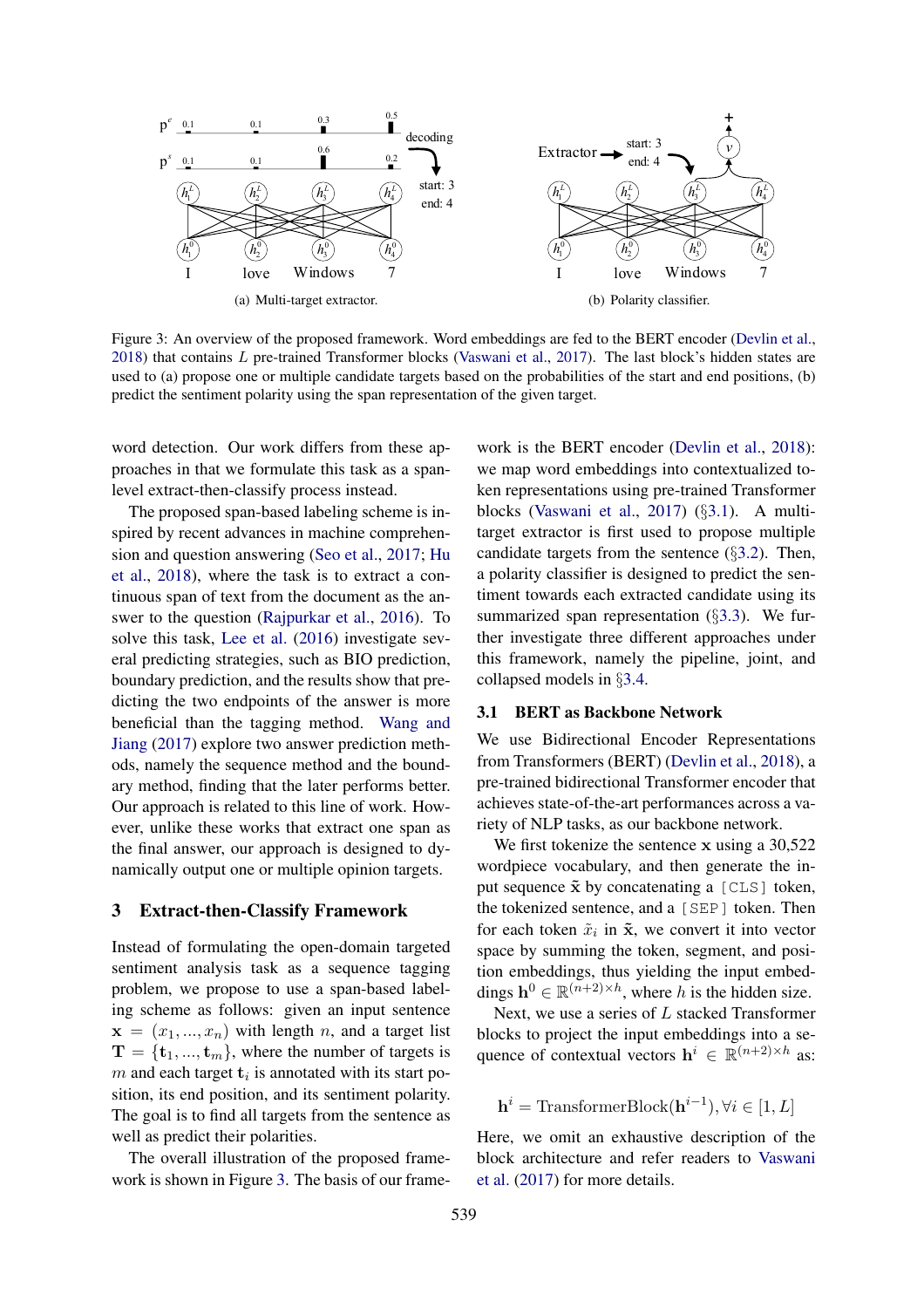(a) Multi-target extractor.

(b) Polarity classifier.

Figure 3: An overview of the proposed framework. Word embeddings are fed to the BERT encoder (Devlin et al., 2018) that contains $L$ pre-trained Transformer blocks (Vaswani et al., 2017). The last block's hidden states are used to (a) propose one or multiple candidate targets based on the probabilities of the start and end positions, (b) predict the sentiment polarity using the span representation of the given target.

word detection. Our work differs from these approaches in that we formulate this task as a span-level extract-then-classify process instead.

The proposed span-based labeling scheme is inspired by recent advances in machine comprehension and question answering (Seo et al., 2017; Hu et al., 2018), where the task is to extract a continuous span of text from the document as the answer to the question (Rajpurkar et al., 2016). To solve this task, Lee et al. (2016) investigate several predicting strategies, such as BIO prediction, boundary prediction, and the results show that predicting the two endpoints of the answer is more beneficial than the tagging method. Wang and Jiang (2017) explore two answer prediction methods, namely the sequence method and the boundary method, finding that the later performs better. Our approach is related to this line of work. However, unlike these works that extract one span as the final answer, our approach is designed to dynamically output one or multiple opinion targets.

## 3 Extract-then-Classify Framework

Instead of formulating the open-domain targeted sentiment analysis task as a sequence tagging problem, we propose to use a span-based labeling scheme as follows: given an input sentence $\mathbf{x} = (x_1, ..., x_n)$ with length $n$, and a target list $\mathbf{T} = \{\mathbf{t}_1, ..., \mathbf{t}_m\}$, where the number of targets is $m$ and each target $\mathbf{t}_i$ is annotated with its start position, its end position, and its sentiment polarity. The goal is to find all targets from the sentence as well as predict their polarities.

The overall illustration of the proposed framework is shown in Figure 3. The basis of our framework is the BERT encoder (Devlin et al., 2018): we map word embeddings into contextualized token representations using pre-trained Transformer blocks (Vaswani et al., 2017) (§3.1). A multi-target extractor is first used to propose multiple candidate targets from the sentence (§3.2). Then, a polarity classifier is designed to predict the sentiment towards each extracted candidate using its summarized span representation (§3.3). We further investigate three different approaches under this framework, namely the pipeline, joint, and collapsed models in §3.4.

### 3.1 BERT as Backbone Network

We use Bidirectional Encoder Representations from Transformers (BERT) (Devlin et al., 2018), a pre-trained bidirectional Transformer encoder that achieves state-of-the-art performances across a variety of NLP tasks, as our backbone network.

We first tokenize the sentence $\mathbf{x}$ using a 30,522 wordpiece vocabulary, and then generate the input sequence $\tilde{\mathbf{x}}$ by concatenating a `[CLS]` token, the tokenized sentence, and a `[SEP]` token. Then for each token $\tilde{x}_i$ in $\tilde{\mathbf{x}}$, we convert it into vector space by summing the token, segment, and position embeddings, thus yielding the input embeddings $\mathbf{h}^0 \in \mathbb{R}^{(n+2)\times h}$, where $h$ is the hidden size.

Next, we use a series of $L$ stacked Transformer blocks to project the input embeddings into a sequence of contextual vectors $\mathbf{h}^i \in \mathbb{R}^{(n+2)\times h}$ as:

$$\mathbf{h}^i = \text{TransformerBlock}(\mathbf{h}^{i-1}), \forall i \in [1, L]$$

Here, we omit an exhaustive description of the block architecture and refer readers to Vaswani et al. (2017) for more details.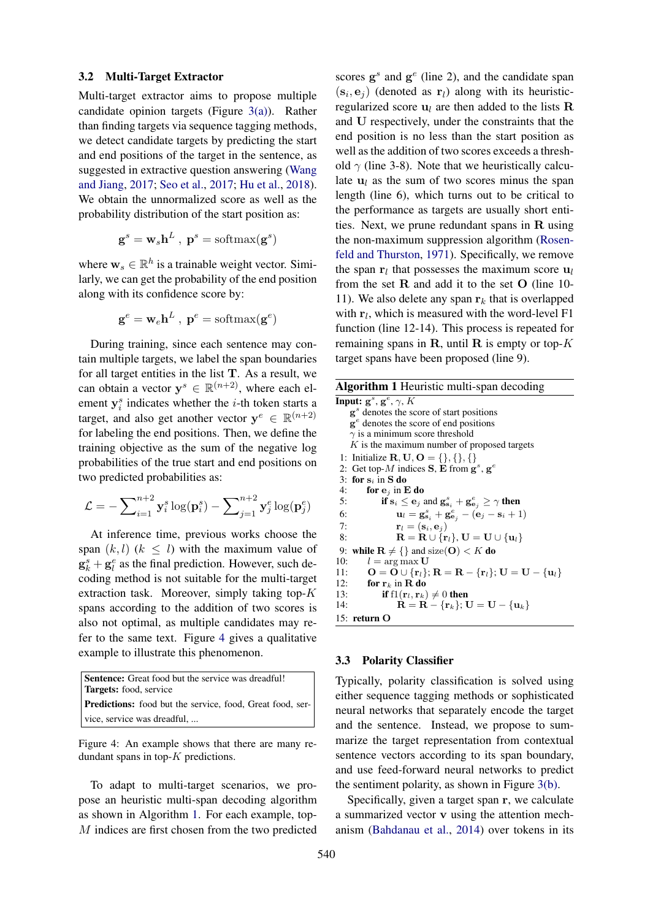### 3.2 Multi-Target Extractor

Multi-target extractor aims to propose multiple candidate opinion targets (Figure 3(a)). Rather than finding targets via sequence tagging methods, we detect candidate targets by predicting the start and end positions of the target in the sentence, as suggested in extractive question answering (Wang and Jiang, 2017; Seo et al., 2017; Hu et al., 2018). We obtain the unnormalized score as well as the probability distribution of the start position as:

$$\mathbf{g}^s = \mathbf{w}_s \mathbf{h}^L \ , \ \mathbf{p}^s = \mathrm{softmax}(\mathbf{g}^s)$$

where $\mathbf{w}_s \in \mathbb{R}^h$ is a trainable weight vector. Similarly, we can get the probability of the end position along with its confidence score by:

$$\mathbf{g}^e = \mathbf{w}_e \mathbf{h}^L \ , \ \mathbf{p}^e = \mathrm{softmax}(\mathbf{g}^e)$$

During training, since each sentence may contain multiple targets, we label the span boundaries for all target entities in the list $\mathbf{T}$. As a result, we can obtain a vector $\mathbf{y}^s \in \mathbb{R}^{(n+2)}$, where each element $\mathbf{y}^s_i$ indicates whether the $i$-th token starts a target, and also get another vector $\mathbf{y}^e \in \mathbb{R}^{(n+2)}$ for labeling the end positions. Then, we define the training objective as the sum of the negative log probabilities of the true start and end positions on two predicted probabilities as:

$$\mathcal{L} = - \sum_{i=1}^{n+2} \mathbf{y}^s_i \log(\mathbf{p}^s_i) - \sum_{j=1}^{n+2} \mathbf{y}^e_j \log(\mathbf{p}^e_j)$$

At inference time, previous works choose the span $(k, l)$ $(k \leq l)$ with the maximum value of $\mathbf{g}^s_k + \mathbf{g}^e_l$ as the final prediction. However, such decoding method is not suitable for the multi-target extraction task. Moreover, simply taking top-$K$ spans according to the addition of two scores is also not optimal, as multiple candidates may refer to the same text. Figure 4 gives a qualitative example to illustrate this phenomenon.

> **Sentence:** Great food but the service was dreadful!
> **Targets:** food, service
> **Predictions:** food but the service, food, Great food, service, service was dreadful, ...

Figure 4: An example shows that there are many redundant spans in top-$K$ predictions.

To adapt to multi-target scenarios, we propose an heuristic multi-span decoding algorithm as shown in Algorithm 1. For each example, top-$M$ indices are first chosen from the two predicted scores $\mathbf{g}^s$ and $\mathbf{g}^e$ (line 2), and the candidate span $(\mathbf{s}_i, \mathbf{e}_j)$ (denoted as $\mathbf{r}_l$) along with its heuristic-regularized score $\mathbf{u}_l$ are then added to the lists $\mathbf{R}$ and $\mathbf{U}$ respectively, under the constraints that the end position is no less than the start position as well as the addition of two scores exceeds a threshold $\gamma$ (line 3-8). Note that we heuristically calculate $\mathbf{u}_l$ as the sum of two scores minus the span length (line 6), which turns out to be critical to the performance as targets are usually short entities. Next, we prune redundant spans in $\mathbf{R}$ using the non-maximum suppression algorithm (Rosenfeld and Thurston, 1971). Specifically, we remove the span $\mathbf{r}_l$ that possesses the maximum score $\mathbf{u}_l$ from the set $\mathbf{R}$ and add it to the set $\mathbf{O}$ (line 10-11). We also delete any span $\mathbf{r}_k$ that is overlapped with $\mathbf{r}_l$, which is measured with the word-level F1 function (line 12-14). This process is repeated for remaining spans in $\mathbf{R}$, until $\mathbf{R}$ is empty or top-$K$ target spans have been proposed (line 9).

**Algorithm 1** Heuristic multi-span decoding

```
Input: g^s, g^e, γ, K
    g^s denotes the score of start positions
    g^e denotes the score of end positions
    γ is a minimum score threshold
    K is the maximum number of proposed targets
 1: Initialize R, U, O = {}, {}, {}
 2: Get top-M indices S, E from g^s, g^e
 3: for s_i in S do
 4:     for e_j in E do
 5:         if s_i ≤ e_j and g^s_{s_i} + g^e_{e_j} ≥ γ then
 6:             u_l = g^s_{s_i} + g^e_{e_j} − (e_j − s_i + 1)
 7:             r_l = (s_i, e_j)
 8:             R = R ∪ {r_l}, U = U ∪ {u_l}
 9: while R ≠ {} and size(O) < K do
10:     l = arg max U
11:     O = O ∪ {r_l}; R = R − {r_l}; U = U − {u_l}
12:     for r_k in R do
13:         if f1(r_l, r_k) ≠ 0 then
14:             R = R − {r_k}; U = U − {u_k}
15: return O
```

### 3.3 Polarity Classifier

Typically, polarity classification is solved using either sequence tagging methods or sophisticated neural networks that separately encode the target and the sentence. Instead, we propose to summarize the target representation from contextual sentence vectors according to its span boundary, and use feed-forward neural networks to predict the sentiment polarity, as shown in Figure 3(b).

Specifically, given a target span $\mathbf{r}$, we calculate a summarized vector $\mathbf{v}$ using the attention mechanism (Bahdanau et al., 2014) over tokens in its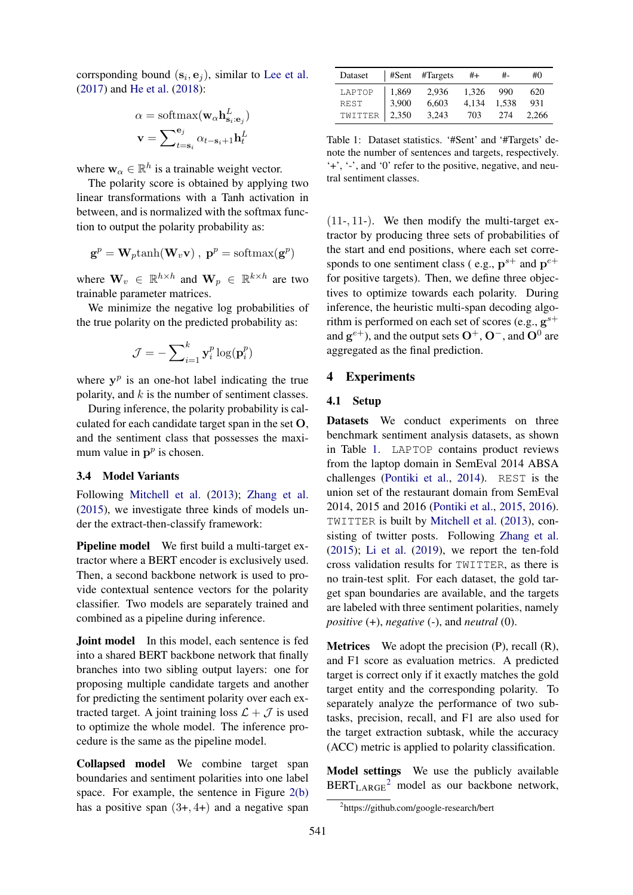corrsponding bound $(\mathbf{s}_i, \mathbf{e}_j)$, similar to Lee et al. (2017) and He et al. (2018):

$$\alpha = \mathrm{softmax}(\mathbf{w}_\alpha \mathbf{h}^L_{\mathbf{s}_i:\mathbf{e}_j})$$

$$\mathbf{v} = \sum\nolimits_{t=\mathbf{s}_i}^{\mathbf{e}_j} \alpha_{t-\mathbf{s}_i+1} \mathbf{h}^L_t$$

where $\mathbf{w}_\alpha \in \mathbb{R}^h$ is a trainable weight vector.

The polarity score is obtained by applying two linear transformations with a Tanh activation in between, and is normalized with the softmax function to output the polarity probability as:

$$\mathbf{g}^p = \mathbf{W}_p \mathrm{tanh}(\mathbf{W}_v \mathbf{v})\ ,\ \mathbf{p}^p = \mathrm{softmax}(\mathbf{g}^p)$$

where $\mathbf{W}_v \in \mathbb{R}^{h \times h}$ and $\mathbf{W}_p \in \mathbb{R}^{k \times h}$ are two trainable parameter matrices.

We minimize the negative log probabilities of the true polarity on the predicted probability as:

$$\mathcal{J} = -\sum\nolimits_{i=1}^{k} \mathbf{y}^p_i \log(\mathbf{p}^p_i)$$

where $\mathbf{y}^p$ is an one-hot label indicating the true polarity, and $k$ is the number of sentiment classes.

During inference, the polarity probability is calculated for each candidate target span in the set $\mathbf{O}$, and the sentiment class that possesses the maximum value in $\mathbf{p}^p$ is chosen.

### 3.4 Model Variants

Following Mitchell et al. (2013); Zhang et al. (2015), we investigate three kinds of models under the extract-then-classify framework:

**Pipeline model** We first build a multi-target extractor where a BERT encoder is exclusively used. Then, a second backbone network is used to provide contextual sentence vectors for the polarity classifier. Two models are separately trained and combined as a pipeline during inference.

**Joint model** In this model, each sentence is fed into a shared BERT backbone network that finally branches into two sibling output layers: one for proposing multiple candidate targets and another for predicting the sentiment polarity over each extracted target. A joint training loss $\mathcal{L} + \mathcal{J}$ is used to optimize the whole model. The inference procedure is the same as the pipeline model.

**Collapsed model** We combine target span boundaries and sentiment polarities into one label space. For example, the sentence in Figure 2(b) has a positive span $(3+, 4+)$ and a negative span $(11-, 11-)$. We then modify the multi-target extractor by producing three sets of probabilities of the start and end positions, where each set corresponds to one sentiment class ( e.g., $\mathbf{p}^{s+}$ and $\mathbf{p}^{e+}$ for positive targets). Then, we define three objectives to optimize towards each polarity. During inference, the heuristic multi-span decoding algorithm is performed on each set of scores (e.g., $\mathbf{g}^{s+}$ and $\mathbf{g}^{e+}$), and the output sets $\mathbf{O}^+$, $\mathbf{O}^-$, and $\mathbf{O}^0$ are aggregated as the final prediction.

| Dataset | #Sent | #Targets | #+ | #- | #0 |
|---|---|---|---|---|---|
| LAPTOP | 1,869 | 2,936 | 1,326 | 990 | 620 |
| REST | 3,900 | 6,603 | 4,134 | 1,538 | 931 |
| TWITTER | 2,350 | 3,243 | 703 | 274 | 2,266 |

Table 1: Dataset statistics. '#Sent' and '#Targets' denote the number of sentences and targets, respectively. '+', '-', and '0' refer to the positive, negative, and neutral sentiment classes.

## 4 Experiments

### 4.1 Setup

**Datasets** We conduct experiments on three benchmark sentiment analysis datasets, as shown in Table 1. LAPTOP contains product reviews from the laptop domain in SemEval 2014 ABSA challenges (Pontiki et al., 2014). REST is the union set of the restaurant domain from SemEval 2014, 2015 and 2016 (Pontiki et al., 2015, 2016). TWITTER is built by Mitchell et al. (2013), consisting of twitter posts. Following Zhang et al. (2015); Li et al. (2019), we report the ten-fold cross validation results for TWITTER, as there is no train-test split. For each dataset, the gold target span boundaries are available, and the targets are labeled with three sentiment polarities, namely *positive* (+), *negative* (-), and *neutral* (0).

**Metrices** We adopt the precision (P), recall (R), and F1 score as evaluation metrics. A predicted target is correct only if it exactly matches the gold target entity and the corresponding polarity. To separately analyze the performance of two subtasks, precision, recall, and F1 are also used for the target extraction subtask, while the accuracy (ACC) metric is applied to polarity classification.

**Model settings** We use the publicly available $\text{BERT}_{\text{LARGE}}$[2] model as our backbone network,

[2] https://github.com/google-research/bert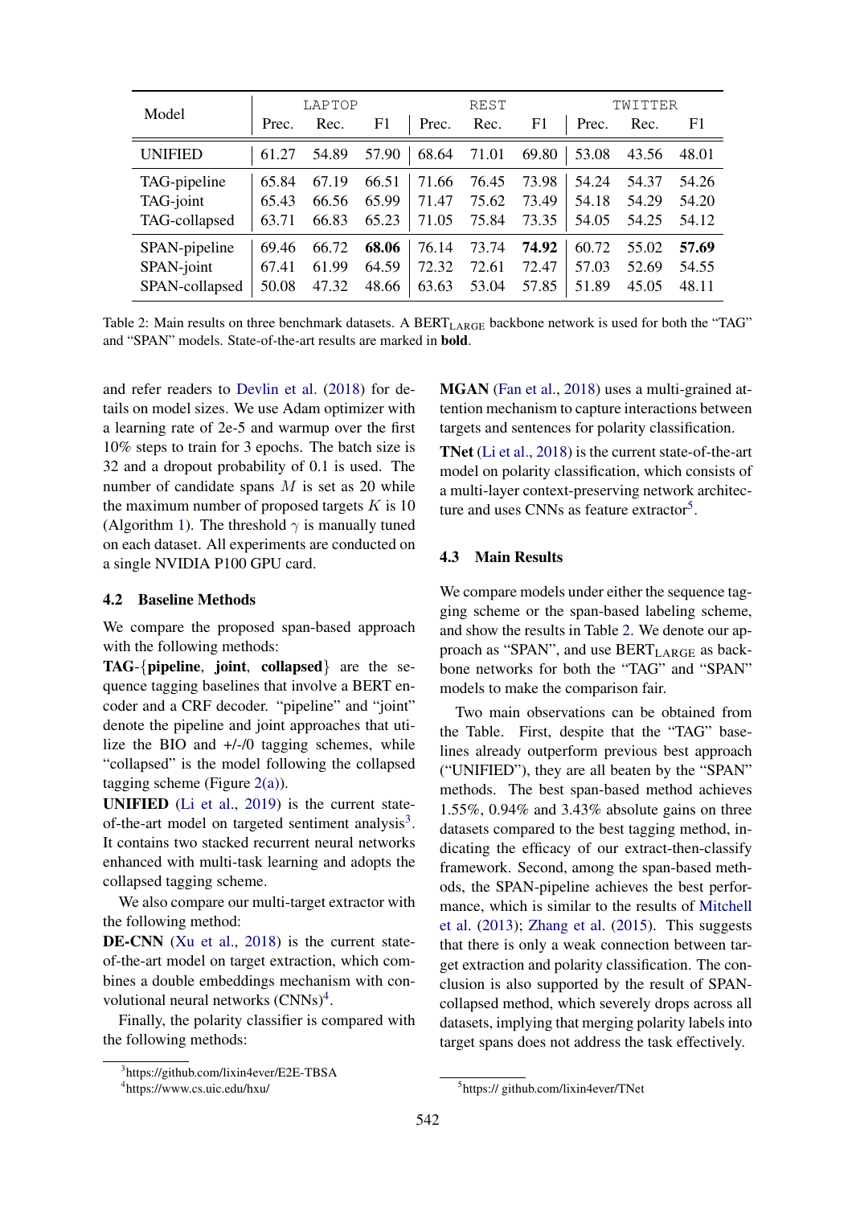| Model | LAPTOP | | | REST | | | TWITTER | | |
|---|---|---|---|---|---|---|---|---|---|
| | Prec. | Rec. | F1 | Prec. | Rec. | F1 | Prec. | Rec. | F1 |
| UNIFIED | 61.27 | 54.89 | 57.90 | 68.64 | 71.01 | 69.80 | 53.08 | 43.56 | 48.01 |
| TAG-pipeline | 65.84 | 67.19 | 66.51 | 71.66 | 76.45 | 73.98 | 54.24 | 54.37 | 54.26 |
| TAG-joint | 65.43 | 66.56 | 65.99 | 71.47 | 75.62 | 73.49 | 54.18 | 54.29 | 54.20 |
| TAG-collapsed | 63.71 | 66.83 | 65.23 | 71.05 | 75.84 | 73.35 | 54.05 | 54.25 | 54.12 |
| SPAN-pipeline | 69.46 | 66.72 | **68.06** | 76.14 | 73.74 | **74.92** | 60.72 | 55.02 | **57.69** |
| SPAN-joint | 67.41 | 61.99 | 64.59 | 72.32 | 72.61 | 72.47 | 57.03 | 52.69 | 54.55 |
| SPAN-collapsed | 50.08 | 47.32 | 48.66 | 63.63 | 53.04 | 57.85 | 51.89 | 45.05 | 48.11 |

Table 2: Main results on three benchmark datasets. A $\text{BERT}_{\text{LARGE}}$ backbone network is used for both the "TAG" and "SPAN" models. State-of-the-art results are marked in **bold**.

and refer readers to Devlin et al. (2018) for details on model sizes. We use Adam optimizer with a learning rate of 2e-5 and warmup over the first 10% steps to train for 3 epochs. The batch size is 32 and a dropout probability of 0.1 is used. The number of candidate spans $M$ is set as 20 while the maximum number of proposed targets $K$ is 10 (Algorithm 1). The threshold $\gamma$ is manually tuned on each dataset. All experiments are conducted on a single NVIDIA P100 GPU card.

### 4.2 Baseline Methods

We compare the proposed span-based approach with the following methods:

**TAG**-{**pipeline**, **joint**, **collapsed**} are the sequence tagging baselines that involve a BERT encoder and a CRF decoder. "pipeline" and "joint" denote the pipeline and joint approaches that utilize the BIO and +/-/0 tagging schemes, while "collapsed" is the model following the collapsed tagging scheme (Figure 2(a)).

**UNIFIED** (Li et al., 2019) is the current state-of-the-art model on targeted sentiment analysis[3]. It contains two stacked recurrent neural networks enhanced with multi-task learning and adopts the collapsed tagging scheme.

We also compare our multi-target extractor with the following method:

**DE-CNN** (Xu et al., 2018) is the current state-of-the-art model on target extraction, which combines a double embeddings mechanism with convolutional neural networks (CNNs)[4].

Finally, the polarity classifier is compared with the following methods:

**MGAN** (Fan et al., 2018) uses a multi-grained attention mechanism to capture interactions between targets and sentences for polarity classification.

**TNet** (Li et al., 2018) is the current state-of-the-art model on polarity classification, which consists of a multi-layer context-preserving network architecture and uses CNNs as feature extractor[5].

### 4.3 Main Results

We compare models under either the sequence tagging scheme or the span-based labeling scheme, and show the results in Table 2. We denote our approach as "SPAN", and use $\text{BERT}_{\text{LARGE}}$ as backbone networks for both the "TAG" and "SPAN" models to make the comparison fair.

Two main observations can be obtained from the Table. First, despite that the "TAG" baselines already outperform previous best approach ("UNIFIED"), they are all beaten by the "SPAN" methods. The best span-based method achieves 1.55%, 0.94% and 3.43% absolute gains on three datasets compared to the best tagging method, indicating the efficacy of our extract-then-classify framework. Second, among the span-based methods, the SPAN-pipeline achieves the best performance, which is similar to the results of Mitchell et al. (2013); Zhang et al. (2015). This suggests that there is only a weak connection between target extraction and polarity classification. The conclusion is also supported by the result of SPAN-collapsed method, which severely drops across all datasets, implying that merging polarity labels into target spans does not address the task effectively.

[3] https://github.com/lixin4ever/E2E-TBSA

[4] https://www.cs.uic.edu/hxu/

[5] https:// github.com/lixin4ever/TNet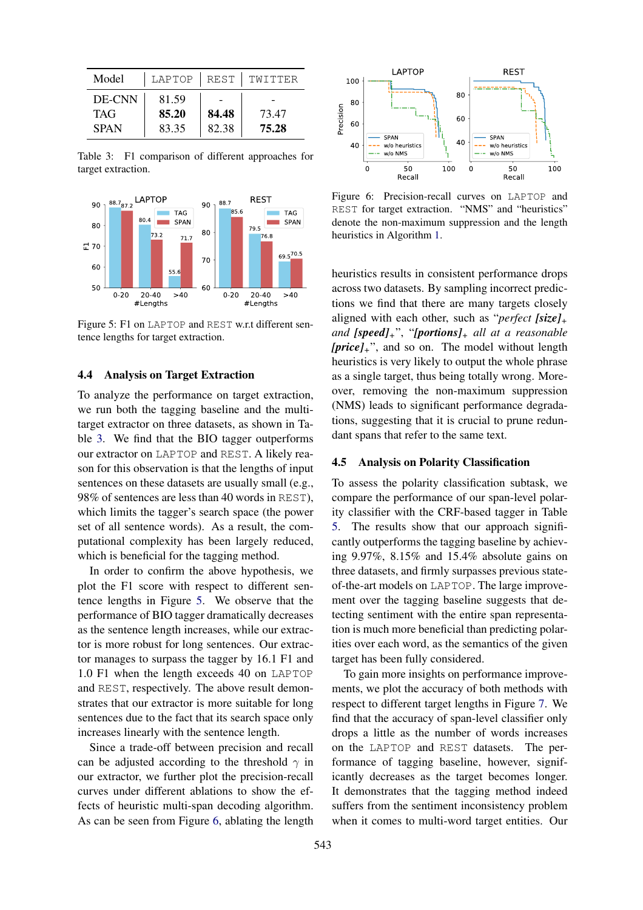| Model | LAPTOP | REST | TWITTER |
|---|---|---|---|
| DE-CNN | 81.59 | - | - |
| TAG | **85.20** | **84.48** | 73.47 |
| SPAN | 83.35 | 82.38 | **75.28** |

Table 3: F1 comparison of different approaches for target extraction.

Figure 5: F1 on LAPTOP and REST w.r.t different sentence lengths for target extraction.

Figure 6: Precision-recall curves on LAPTOP and REST for target extraction. "NMS" and "heuristics" denote the non-maximum suppression and the length heuristics in Algorithm 1.

### 4.4 Analysis on Target Extraction

To analyze the performance on target extraction, we run both the tagging baseline and the multi-target extractor on three datasets, as shown in Table 3. We find that the BIO tagger outperforms our extractor on LAPTOP and REST. A likely reason for this observation is that the lengths of input sentences on these datasets are usually small (e.g., 98% of sentences are less than 40 words in REST), which limits the tagger's search space (the power set of all sentence words). As a result, the computational complexity has been largely reduced, which is beneficial for the tagging method.

In order to confirm the above hypothesis, we plot the F1 score with respect to different sentence lengths in Figure 5. We observe that the performance of BIO tagger dramatically decreases as the sentence length increases, while our extractor is more robust for long sentences. Our extractor manages to surpass the tagger by 16.1 F1 and 1.0 F1 when the length exceeds 40 on LAPTOP and REST, respectively. The above result demonstrates that our extractor is more suitable for long sentences due to the fact that its search space only increases linearly with the sentence length.

Since a trade-off between precision and recall can be adjusted according to the threshold $\gamma$ in our extractor, we further plot the precision-recall curves under different ablations to show the effects of heuristic multi-span decoding algorithm. As can be seen from Figure 6, ablating the length heuristics results in consistent performance drops across two datasets. By sampling incorrect predictions we find that there are many targets closely aligned with each other, such as "*perfect* ***[size]***$_+$ *and* ***[speed]***$_+$", "***[portions]***$_+$ *all at a reasonable* ***[price]***$_+$", and so on. The model without length heuristics is very likely to output the whole phrase as a single target, thus being totally wrong. Moreover, removing the non-maximum suppression (NMS) leads to significant performance degradations, suggesting that it is crucial to prune redundant spans that refer to the same text.

### 4.5 Analysis on Polarity Classification

To assess the polarity classification subtask, we compare the performance of our span-level polarity classifier with the CRF-based tagger in Table 5. The results show that our approach significantly outperforms the tagging baseline by achieving 9.97%, 8.15% and 15.4% absolute gains on three datasets, and firmly surpasses previous state-of-the-art models on LAPTOP. The large improvement over the tagging baseline suggests that detecting sentiment with the entire span representation is much more beneficial than predicting polarities over each word, as the semantics of the given target has been fully considered.

To gain more insights on performance improvements, we plot the accuracy of both methods with respect to different target lengths in Figure 7. We find that the accuracy of span-level classifier only drops a little as the number of words increases on the LAPTOP and REST datasets. The performance of tagging baseline, however, significantly decreases as the target becomes longer. It demonstrates that the tagging method indeed suffers from the sentiment inconsistency problem when it comes to multi-word target entities. Our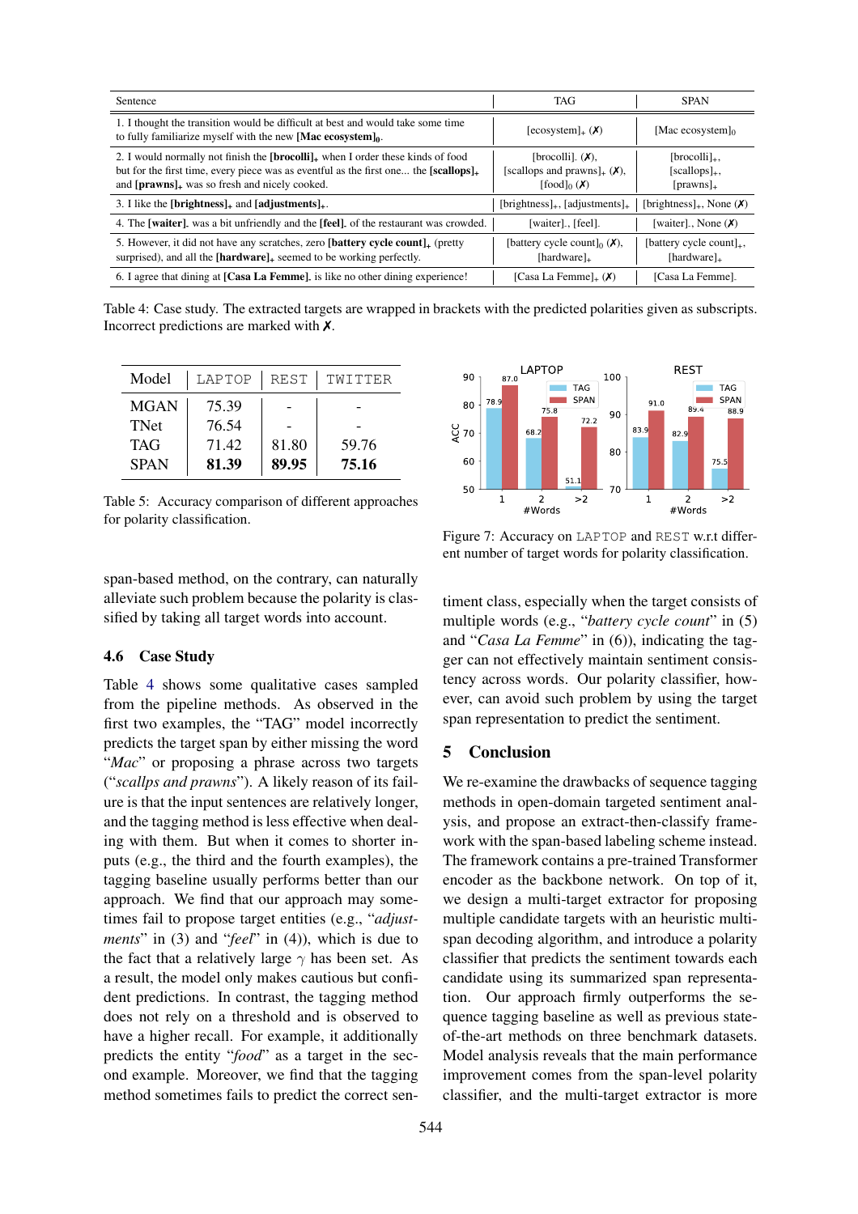| Sentence | TAG | SPAN |
|---|---|---|
| 1. I thought the transition would be difficult at best and would take some time to fully familiarize myself with the new **[Mac ecosystem]$_0$**. | [ecosystem]$_+$ (✗) | [Mac ecosystem]$_0$ |
| 2. I would normally not finish the **[brocolli]$_+$** when I order these kinds of food but for the first time, every piece was as eventful as the first one... the **[scallops]$_+$** and **[prawns]$_+$** was so fresh and nicely cooked. | [brocolli]$_-$ (✗), [scallops and prawns]$_+$ (✗), [food]$_0$ (✗) | [brocolli]$_+$, [scallops]$_+$, [prawns]$_+$ |
| 3. I like the **[brightness]$_+$** and **[adjustments]$_+$**. | [brightness]$_+$, [adjustments]$_+$ | [brightness]$_+$, None (✗) |
| 4. The **[waiter]$_-$** was a bit unfriendly and the **[feel]$_-$** of the restaurant was crowded. | [waiter]$_-$, [feel]$_-$ | [waiter]$_-$, None (✗) |
| 5. However, it did not have any scratches, zero **[battery cycle count]$_+$** (pretty surprised), and all the **[hardware]$_+$** seemed to be working perfectly. | [battery cycle count]$_0$ (✗), [hardware]$_+$ | [battery cycle count]$_+$, [hardware]$_+$ |
| 6. I agree that dining at **[Casa La Femme]$_-$** is like no other dining experience! | [Casa La Femme]$_+$ (✗) | [Casa La Femme]$_-$ |

Table 4: Case study. The extracted targets are wrapped in brackets with the predicted polarities given as subscripts. Incorrect predictions are marked with ✗.

| Model | LAPTOP | REST | TWITTER |
|---|---|---|---|
| MGAN | 75.39 | - | - |
| TNet | 76.54 | - | - |
| TAG | 71.42 | 81.80 | 59.76 |
| SPAN | **81.39** | **89.95** | **75.16** |

Table 5: Accuracy comparison of different approaches for polarity classification.

| #Words | LAPTOP TAG | LAPTOP SPAN | REST TAG | REST SPAN |
|---|---|---|---|---|
| 1 | 78.9 | 87.0 | 83.9 | 91.0 |
| 2 | 68.2 | 75.8 | 82.9 | 89.4 |
| >2 | 51.1 | 72.2 | 75.5 | 88.9 |

Figure 7: Accuracy on LAPTOP and REST w.r.t different number of target words for polarity classification.

span-based method, on the contrary, can naturally alleviate such problem because the polarity is classified by taking all target words into account.

## 4.6 Case Study

Table 4 shows some qualitative cases sampled from the pipeline methods. As observed in the first two examples, the "TAG" model incorrectly predicts the target span by either missing the word "*Mac*" or proposing a phrase across two targets ("*scallps and prawns*"). A likely reason of its failure is that the input sentences are relatively longer, and the tagging method is less effective when dealing with them. But when it comes to shorter inputs (e.g., the third and the fourth examples), the tagging baseline usually performs better than our approach. We find that our approach may sometimes fail to propose target entities (e.g., "*adjustments*" in (3) and "*feel*" in (4)), which is due to the fact that a relatively large $\gamma$ has been set. As a result, the model only makes cautious but confident predictions. In contrast, the tagging method does not rely on a threshold and is observed to have a higher recall. For example, it additionally predicts the entity "*food*" as a target in the second example. Moreover, we find that the tagging method sometimes fails to predict the correct sentiment class, especially when the target consists of multiple words (e.g., "*battery cycle count*" in (5) and "*Casa La Femme*" in (6)), indicating the tagger can not effectively maintain sentiment consistency across words. Our polarity classifier, however, can avoid such problem by using the target span representation to predict the sentiment.

## 5 Conclusion

We re-examine the drawbacks of sequence tagging methods in open-domain targeted sentiment analysis, and propose an extract-then-classify framework with the span-based labeling scheme instead. The framework contains a pre-trained Transformer encoder as the backbone network. On top of it, we design a multi-target extractor for proposing multiple candidate targets with an heuristic multi-span decoding algorithm, and introduce a polarity classifier that predicts the sentiment towards each candidate using its summarized span representation. Our approach firmly outperforms the sequence tagging baseline as well as previous state-of-the-art methods on three benchmark datasets. Model analysis reveals that the main performance improvement comes from the span-level polarity classifier, and the multi-target extractor is more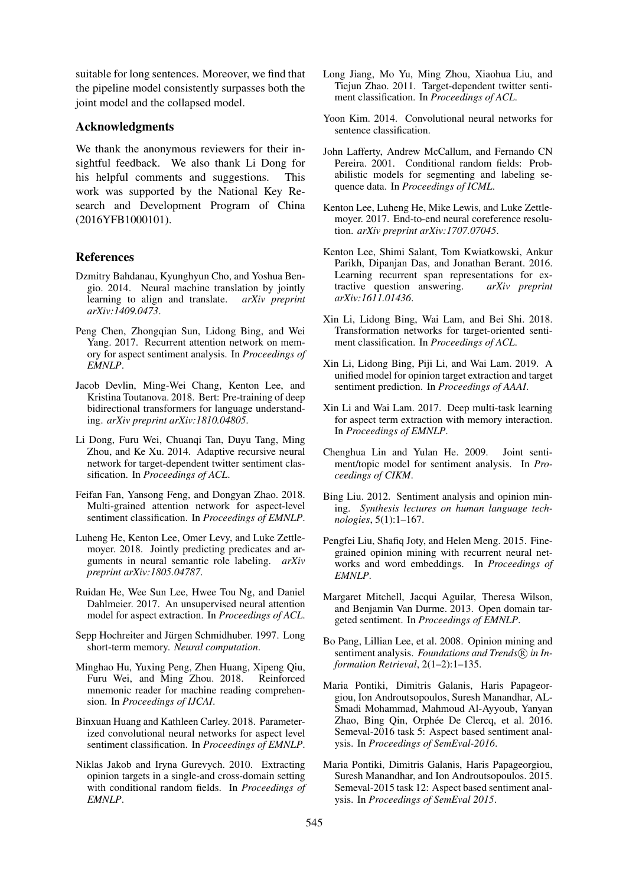suitable for long sentences. Moreover, we find that the pipeline model consistently surpasses both the joint model and the collapsed model.

## Acknowledgments

We thank the anonymous reviewers for their insightful feedback. We also thank Li Dong for his helpful comments and suggestions. This work was supported by the National Key Research and Development Program of China (2016YFB1000101).

## References

Dzmitry Bahdanau, Kyunghyun Cho, and Yoshua Bengio. 2014. Neural machine translation by jointly learning to align and translate. *arXiv preprint arXiv:1409.0473*.

Peng Chen, Zhongqian Sun, Lidong Bing, and Wei Yang. 2017. Recurrent attention network on memory for aspect sentiment analysis. In *Proceedings of EMNLP*.

Jacob Devlin, Ming-Wei Chang, Kenton Lee, and Kristina Toutanova. 2018. Bert: Pre-training of deep bidirectional transformers for language understanding. *arXiv preprint arXiv:1810.04805*.

Li Dong, Furu Wei, Chuanqi Tan, Duyu Tang, Ming Zhou, and Ke Xu. 2014. Adaptive recursive neural network for target-dependent twitter sentiment classification. In *Proceedings of ACL*.

Feifan Fan, Yansong Feng, and Dongyan Zhao. 2018. Multi-grained attention network for aspect-level sentiment classification. In *Proceedings of EMNLP*.

Luheng He, Kenton Lee, Omer Levy, and Luke Zettlemoyer. 2018. Jointly predicting predicates and arguments in neural semantic role labeling. *arXiv preprint arXiv:1805.04787*.

Ruidan He, Wee Sun Lee, Hwee Tou Ng, and Daniel Dahlmeier. 2017. An unsupervised neural attention model for aspect extraction. In *Proceedings of ACL*.

Sepp Hochreiter and Jürgen Schmidhuber. 1997. Long short-term memory. *Neural computation*.

Minghao Hu, Yuxing Peng, Zhen Huang, Xipeng Qiu, Furu Wei, and Ming Zhou. 2018. Reinforced mnemonic reader for machine reading comprehension. In *Proceedings of IJCAI*.

Binxuan Huang and Kathleen Carley. 2018. Parameterized convolutional neural networks for aspect level sentiment classification. In *Proceedings of EMNLP*.

Niklas Jakob and Iryna Gurevych. 2010. Extracting opinion targets in a single-and cross-domain setting with conditional random fields. In *Proceedings of EMNLP*.

Long Jiang, Mo Yu, Ming Zhou, Xiaohua Liu, and Tiejun Zhao. 2011. Target-dependent twitter sentiment classification. In *Proceedings of ACL*.

Yoon Kim. 2014. Convolutional neural networks for sentence classification.

John Lafferty, Andrew McCallum, and Fernando CN Pereira. 2001. Conditional random fields: Probabilistic models for segmenting and labeling sequence data. In *Proceedings of ICML*.

Kenton Lee, Luheng He, Mike Lewis, and Luke Zettlemoyer. 2017. End-to-end neural coreference resolution. *arXiv preprint arXiv:1707.07045*.

Kenton Lee, Shimi Salant, Tom Kwiatkowski, Ankur Parikh, Dipanjan Das, and Jonathan Berant. 2016. Learning recurrent span representations for extractive question answering. *arXiv preprint arXiv:1611.01436*.

Xin Li, Lidong Bing, Wai Lam, and Bei Shi. 2018. Transformation networks for target-oriented sentiment classification. In *Proceedings of ACL*.

Xin Li, Lidong Bing, Piji Li, and Wai Lam. 2019. A unified model for opinion target extraction and target sentiment prediction. In *Proceedings of AAAI*.

Xin Li and Wai Lam. 2017. Deep multi-task learning for aspect term extraction with memory interaction. In *Proceedings of EMNLP*.

Chenghua Lin and Yulan He. 2009. Joint sentiment/topic model for sentiment analysis. In *Proceedings of CIKM*.

Bing Liu. 2012. Sentiment analysis and opinion mining. *Synthesis lectures on human language technologies*, 5(1):1–167.

Pengfei Liu, Shafiq Joty, and Helen Meng. 2015. Fine-grained opinion mining with recurrent neural networks and word embeddings. In *Proceedings of EMNLP*.

Margaret Mitchell, Jacqui Aguilar, Theresa Wilson, and Benjamin Van Durme. 2013. Open domain targeted sentiment. In *Proceedings of EMNLP*.

Bo Pang, Lillian Lee, et al. 2008. Opinion mining and sentiment analysis. *Foundations and Trends® in Information Retrieval*, 2(1–2):1–135.

Maria Pontiki, Dimitris Galanis, Haris Papageorgiou, Ion Androutsopoulos, Suresh Manandhar, AL-Smadi Mohammad, Mahmoud Al-Ayyoub, Yanyan Zhao, Bing Qin, Orphée De Clercq, et al. 2016. Semeval-2016 task 5: Aspect based sentiment analysis. In *Proceedings of SemEval-2016*.

Maria Pontiki, Dimitris Galanis, Haris Papageorgiou, Suresh Manandhar, and Ion Androutsopoulos. 2015. Semeval-2015 task 12: Aspect based sentiment analysis. In *Proceedings of SemEval 2015*.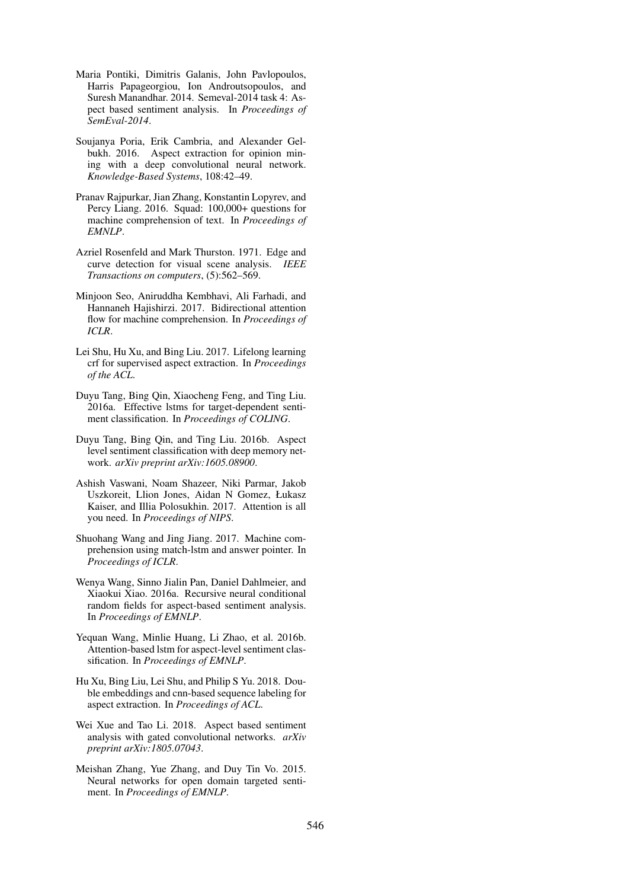Maria Pontiki, Dimitris Galanis, John Pavlopoulos, Harris Papageorgiou, Ion Androutsopoulos, and Suresh Manandhar. 2014. Semeval-2014 task 4: Aspect based sentiment analysis. In *Proceedings of SemEval-2014*.

Soujanya Poria, Erik Cambria, and Alexander Gelbukh. 2016. Aspect extraction for opinion mining with a deep convolutional neural network. *Knowledge-Based Systems*, 108:42–49.

Pranav Rajpurkar, Jian Zhang, Konstantin Lopyrev, and Percy Liang. 2016. Squad: 100,000+ questions for machine comprehension of text. In *Proceedings of EMNLP*.

Azriel Rosenfeld and Mark Thurston. 1971. Edge and curve detection for visual scene analysis. *IEEE Transactions on computers*, (5):562–569.

Minjoon Seo, Aniruddha Kembhavi, Ali Farhadi, and Hannaneh Hajishirzi. 2017. Bidirectional attention flow for machine comprehension. In *Proceedings of ICLR*.

Lei Shu, Hu Xu, and Bing Liu. 2017. Lifelong learning crf for supervised aspect extraction. In *Proceedings of the ACL*.

Duyu Tang, Bing Qin, Xiaocheng Feng, and Ting Liu. 2016a. Effective lstms for target-dependent sentiment classification. In *Proceedings of COLING*.

Duyu Tang, Bing Qin, and Ting Liu. 2016b. Aspect level sentiment classification with deep memory network. *arXiv preprint arXiv:1605.08900*.

Ashish Vaswani, Noam Shazeer, Niki Parmar, Jakob Uszkoreit, Llion Jones, Aidan N Gomez, Łukasz Kaiser, and Illia Polosukhin. 2017. Attention is all you need. In *Proceedings of NIPS*.

Shuohang Wang and Jing Jiang. 2017. Machine comprehension using match-lstm and answer pointer. In *Proceedings of ICLR*.

Wenya Wang, Sinno Jialin Pan, Daniel Dahlmeier, and Xiaokui Xiao. 2016a. Recursive neural conditional random fields for aspect-based sentiment analysis. In *Proceedings of EMNLP*.

Yequan Wang, Minlie Huang, Li Zhao, et al. 2016b. Attention-based lstm for aspect-level sentiment classification. In *Proceedings of EMNLP*.

Hu Xu, Bing Liu, Lei Shu, and Philip S Yu. 2018. Double embeddings and cnn-based sequence labeling for aspect extraction. In *Proceedings of ACL*.

Wei Xue and Tao Li. 2018. Aspect based sentiment analysis with gated convolutional networks. *arXiv preprint arXiv:1805.07043*.

Meishan Zhang, Yue Zhang, and Duy Tin Vo. 2015. Neural networks for open domain targeted sentiment. In *Proceedings of EMNLP*.